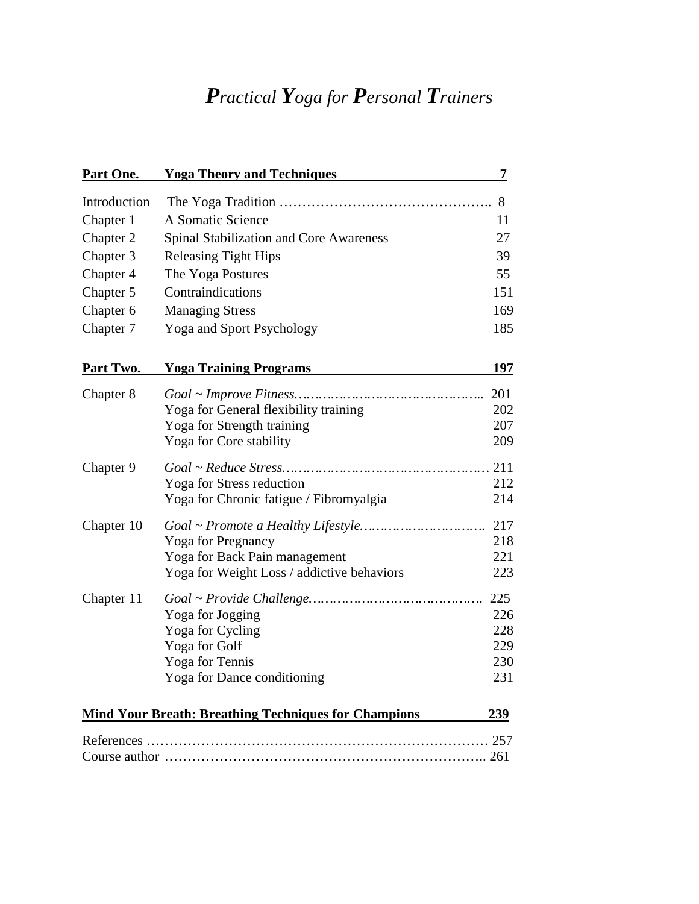# ***P**ractical **Y**oga for **P**ersonal **T**rainers*

| **Part One.** | **Yoga Theory and Techniques** | **7** |
|---|---|---|
| Introduction | The Yoga Tradition ……………………………………….. | 8 |
| Chapter 1 | A Somatic Science | 11 |
| Chapter 2 | Spinal Stabilization and Core Awareness | 27 |
| Chapter 3 | Releasing Tight Hips | 39 |
| Chapter 4 | The Yoga Postures | 55 |
| Chapter 5 | Contraindications | 151 |
| Chapter 6 | Managing Stress | 169 |
| Chapter 7 | Yoga and Sport Psychology | 185 |

| **Part Two.** | **Yoga Training Programs** | **197** |
|---|---|---|
| Chapter 8 | *Goal ~ Improve Fitness……………………………………..* | 201 |
| | Yoga for General flexibility training | 202 |
| | Yoga for Strength training | 207 |
| | Yoga for Core stability | 209 |
| Chapter 9 | *Goal ~ Reduce Stress………………………………………* | 211 |
| | Yoga for Stress reduction | 212 |
| | Yoga for Chronic fatigue / Fibromyalgia | 214 |
| Chapter 10 | *Goal ~ Promote a Healthy Lifestyle…………………………* | 217 |
| | Yoga for Pregnancy | 218 |
| | Yoga for Back Pain management | 221 |
| | Yoga for Weight Loss / addictive behaviors | 223 |
| Chapter 11 | *Goal ~ Provide Challenge…………………………………..* | 225 |
| | Yoga for Jogging | 226 |
| | Yoga for Cycling | 228 |
| | Yoga for Golf | 229 |
| | Yoga for Tennis | 230 |
| | Yoga for Dance conditioning | 231 |

**Mind Your Breath: Breathing Techniques for Champions** **239**

References ………………………………………………………………… 257
Course author …………………………………………………………….. 261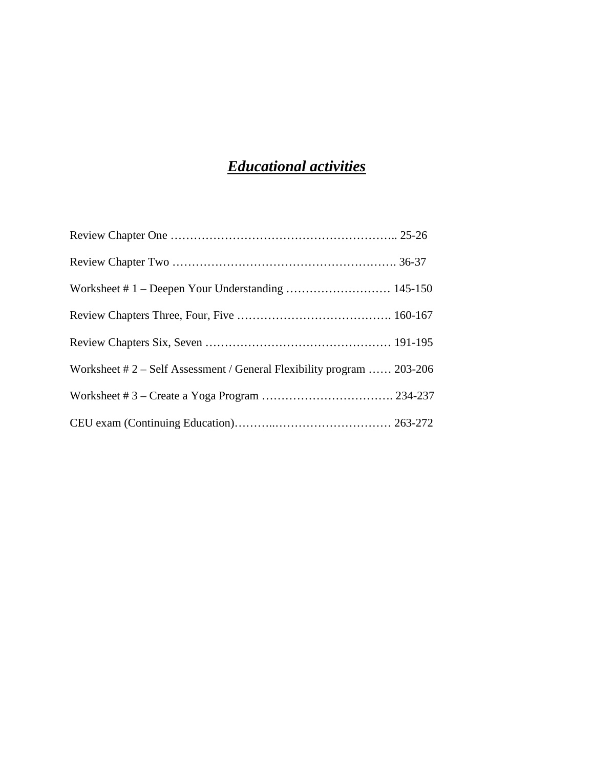# ***Educational activities***

Review Chapter One ………………………………………………….. 25-26

Review Chapter Two …………………………………………………. 36-37

Worksheet # 1 – Deepen Your Understanding ……………………… 145-150

Review Chapters Three, Four, Five …………………………………. 160-167

Review Chapters Six, Seven ………………………………………… 191-195

Worksheet # 2 – Self Assessment / General Flexibility program …… 203-206

Worksheet # 3 – Create a Yoga Program ……………………………. 234-237

CEU exam (Continuing Education)………..………………………… 263-272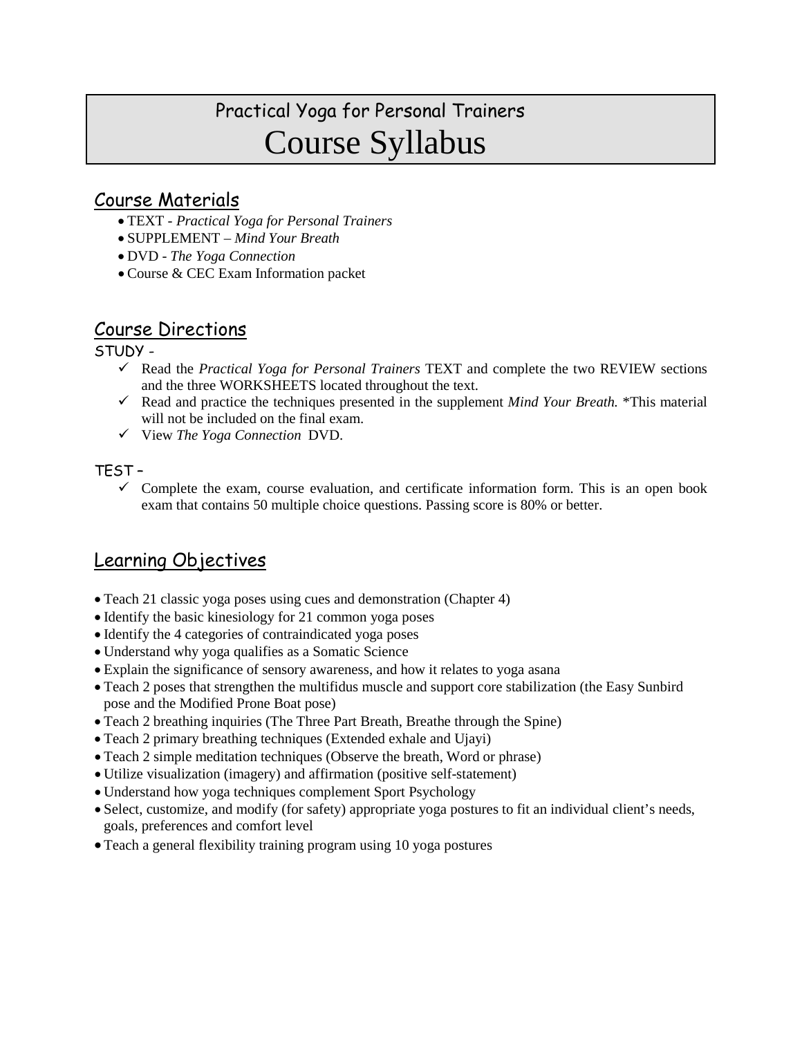# Practical Yoga for Personal Trainers
# Course Syllabus

## Course Materials

- TEXT - *Practical Yoga for Personal Trainers*
- SUPPLEMENT – *Mind Your Breath*
- DVD - *The Yoga Connection*
- Course & CEC Exam Information packet

## Course Directions

STUDY -

- ✓ Read the *Practical Yoga for Personal Trainers* TEXT and complete the two REVIEW sections and the three WORKSHEETS located throughout the text.
- ✓ Read and practice the techniques presented in the supplement *Mind Your Breath.* *This material will not be included on the final exam.
- ✓ View *The Yoga Connection* DVD.

TEST –

- ✓ Complete the exam, course evaluation, and certificate information form. This is an open book exam that contains 50 multiple choice questions. Passing score is 80% or better.

## Learning Objectives

- Teach 21 classic yoga poses using cues and demonstration (Chapter 4)
- Identify the basic kinesiology for 21 common yoga poses
- Identify the 4 categories of contraindicated yoga poses
- Understand why yoga qualifies as a Somatic Science
- Explain the significance of sensory awareness, and how it relates to yoga asana
- Teach 2 poses that strengthen the multifidus muscle and support core stabilization (the Easy Sunbird pose and the Modified Prone Boat pose)
- Teach 2 breathing inquiries (The Three Part Breath, Breathe through the Spine)
- Teach 2 primary breathing techniques (Extended exhale and Ujayi)
- Teach 2 simple meditation techniques (Observe the breath, Word or phrase)
- Utilize visualization (imagery) and affirmation (positive self-statement)
- Understand how yoga techniques complement Sport Psychology
- Select, customize, and modify (for safety) appropriate yoga postures to fit an individual client's needs, goals, preferences and comfort level
- Teach a general flexibility training program using 10 yoga postures